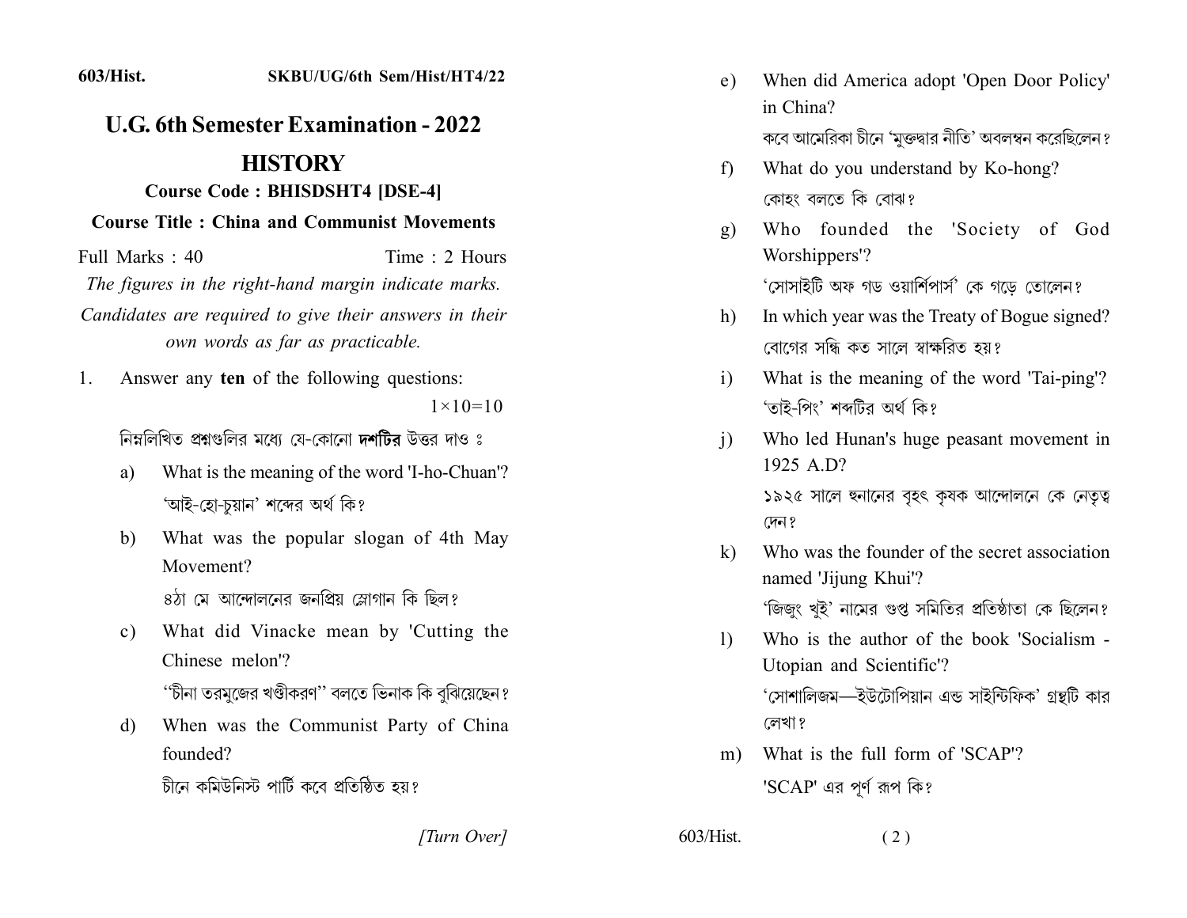603/Hist. SKBU/UG/6th Sem/Hist/HT4/22

# U.G. 6th Semester Examination - 2022

## HISTORY

**Course Code : BHISDSHT4 [DSE-4]**

**Course Title : China and Communist Movements**

Full Marks : 40 Time : 2 Hours

*The figures in the right-hand margin indicate marks.*

*Candidates are required to give their answers in their own words as far as practicable.*

1. Answer any **ten** of the following questions: 1×10=10

   নিম্নলিখিত প্রশ্নগুলির মধ্যে যে-কোনো **দশটির** উত্তর দাও ঃ

   a) What is the meaning of the word 'I-ho-Chuan'?
   
   'আই-হো-চুয়ান' শব্দের অর্থ কি?

   b) What was the popular slogan of 4th May Movement?
   
   ৪ঠা মে আন্দোলনের জনপ্রিয় স্লোগান কি ছিল?

   c) What did Vinacke mean by 'Cutting the Chinese melon'?
   
   "চীনা তরমুজের খণ্ডীকরণ" বলতে ভিনাক কি বুঝিয়েছেন?

   d) When was the Communist Party of China founded?
   
   চীনে কমিউনিস্ট পার্টি কবে প্রতিষ্ঠিত হয়?

   e) When did America adopt 'Open Door Policy' in China?
   
   কবে আমেরিকা চীনে 'মুক্তদ্বার নীতি' অবলম্বন করেছিলেন?

   f) What do you understand by Ko-hong?
   
   কোহং বলতে কি বোঝ?

   g) Who founded the 'Society of God Worshippers'?
   
   'সোসাইটি অফ গড ওয়ার্শিপার্স' কে গড়ে তোলেন?

   h) In which year was the Treaty of Bogue signed?
   
   বোগের সন্ধি কত সালে স্বাক্ষরিত হয়?

   i) What is the meaning of the word 'Tai-ping'?
   
   'তাই-পিং' শব্দটির অর্থ কি?

   j) Who led Hunan's huge peasant movement in 1925 A.D?
   
   ১৯২৫ সালে হুনানের বৃহৎ কৃষক আন্দোলনে কে নেতৃত্ব দেন?

   k) Who was the founder of the secret association named 'Jijung Khui'?
   
   'জিজুং খুই' নামের গুপ্ত সমিতির প্রতিষ্ঠাতা কে ছিলেন?

   l) Who is the author of the book 'Socialism - Utopian and Scientific'?
   
   'সোশালিজম—ইউটোপিয়ান এন্ড সাইন্টিফিক' গ্রন্থটি কার লেখা?

   m) What is the full form of 'SCAP'?
   
   'SCAP' এর পূর্ণ রূপ কি?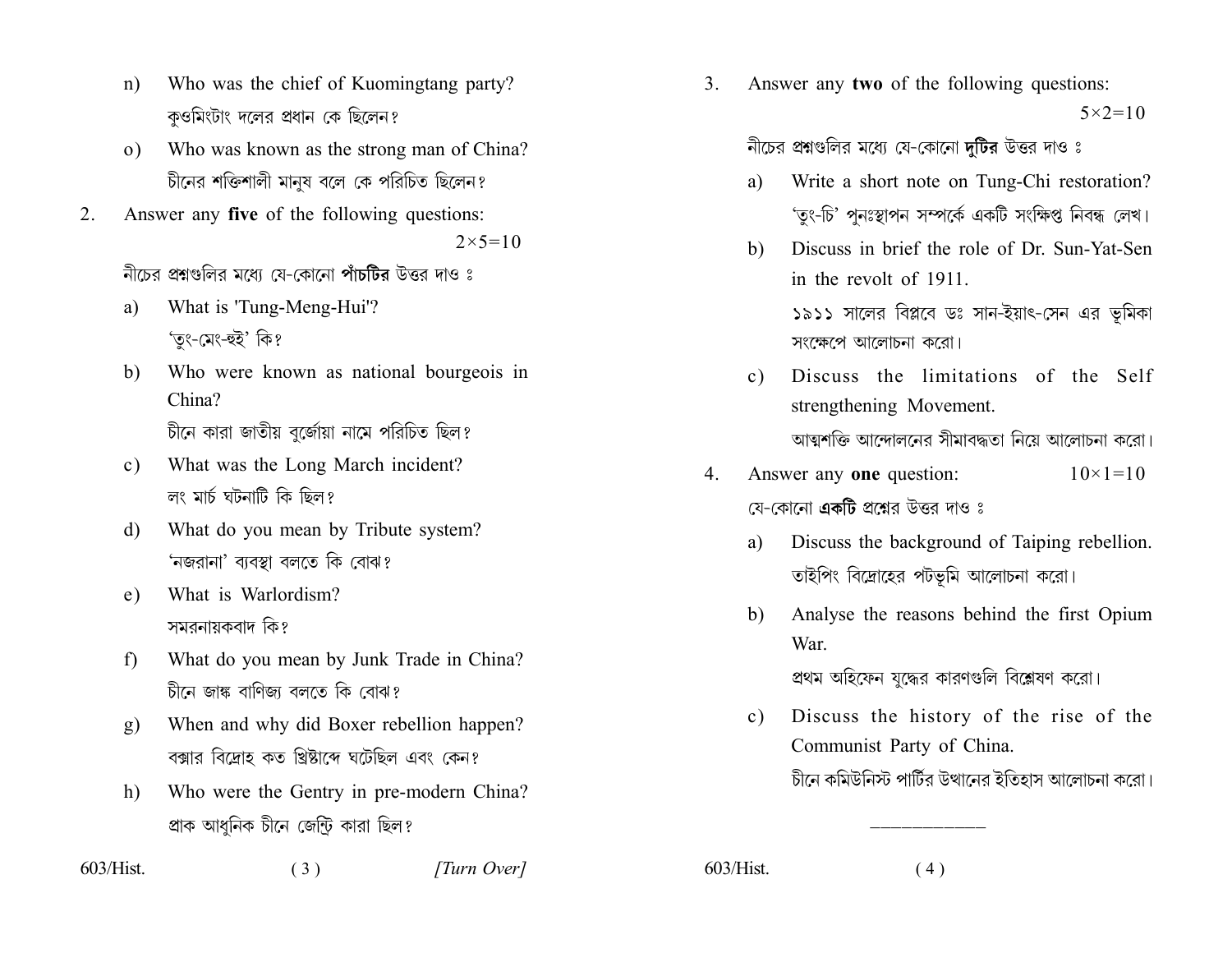n) Who was the chief of Kuomingtang party?
কুওমিংটাং দলের প্রধান কে ছিলেন?

o) Who was known as the strong man of China?
চীনের শক্তিশালী মানুষ বলে কে পরিচিত ছিলেন?

2. Answer any **five** of the following questions: $2\times5=10$

নীচের প্রশ্নগুলির মধ্যে যে-কোনো **পাঁচটির** উত্তর দাও ঃ

a) What is 'Tung-Meng-Hui'?
'তুং-মেং-হুই' কি?

b) Who were known as national bourgeois in China?
চীনে কারা জাতীয় বুর্জোয়া নামে পরিচিত ছিল?

c) What was the Long March incident?
লং মার্চ ঘটনাটি কি ছিল?

d) What do you mean by Tribute system?
'নজরানা' ব্যবস্থা বলতে কি বোঝ?

e) What is Warlordism?
সমরনায়কবাদ কি?

f) What do you mean by Junk Trade in China?
চীনে জাঙ্ক বাণিজ্য বলতে কি বোঝ?

g) When and why did Boxer rebellion happen?
বক্সার বিদ্রোহ কত খ্রিষ্টাব্দে ঘটেছিল এবং কেন?

h) Who were the Gentry in pre-modern China?
প্রাক আধুনিক চীনে জেন্ট্রি কারা ছিল?

3. Answer any **two** of the following questions: $5\times2=10$

নীচের প্রশ্নগুলির মধ্যে যে-কোনো **দুটির** উত্তর দাও ঃ

a) Write a short note on Tung-Chi restoration?
'তুং-চি' পুনঃস্থাপন সম্পর্কে একটি সংক্ষিপ্ত নিবন্ধ লেখ।

b) Discuss in brief the role of Dr. Sun-Yat-Sen in the revolt of 1911.
১৯১১ সালের বিপ্লবে ডঃ সান-ইয়াৎ-সেন এর ভূমিকা সংক্ষেপে আলোচনা করো।

c) Discuss the limitations of the Self strengthening Movement.
আত্মশক্তি আন্দোলনের সীমাবদ্ধতা নিয়ে আলোচনা করো।

4. Answer any **one** question: $10\times1=10$

যে-কোনো **একটি** প্রশ্নের উত্তর দাও ঃ

a) Discuss the background of Taiping rebellion.
তাইপিং বিদ্রোহের পটভূমি আলোচনা করো।

b) Analyse the reasons behind the first Opium War.
প্রথম অহিফেন যুদ্ধের কারণগুলি বিশ্লেষণ করো।

c) Discuss the history of the rise of the Communist Party of China.
চীনে কমিউনিস্ট পার্টির উত্থানের ইতিহাস আলোচনা করো।

———————